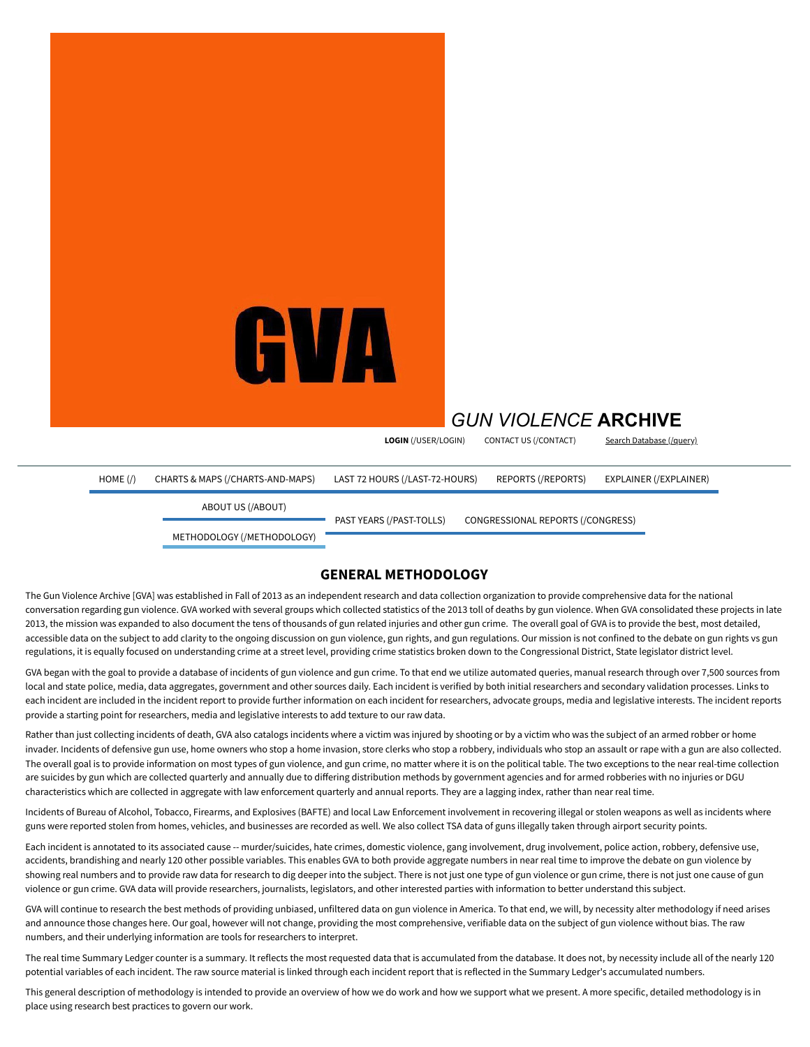GVA

*GUN VIOLENCE* **ARCHIVE**

**LOGIN** (/USER/LOGIN) CONTACT US (/CONTACT) Search Database (/query)

HOME (/) CHARTS & MAPS (/CHARTS-AND-MAPS) LAST 72 HOURS (/LAST-72-HOURS) REPORTS (/REPORTS) EXPLAINER (/EXPLAINER)

ABOUT US (/ABOUT) PAST YEARS (/PAST-TOLLS) CONGRESSIONAL REPORTS (/CONGRESS)

METHODOLOGY (/METHODOLOGY)

## GENERAL METHODOLOGY

The Gun Violence Archive [GVA] was established in Fall of 2013 as an independent research and data collection organization to provide comprehensive data for the national conversation regarding gun violence. GVA worked with several groups which collected statistics of the 2013 toll of deaths by gun violence. When GVA consolidated these projects in late 2013, the mission was expanded to also document the tens of thousands of gun related injuries and other gun crime. The overall goal of GVA is to provide the best, most detailed, accessible data on the subject to add clarity to the ongoing discussion on gun violence, gun rights, and gun regulations. Our mission is not confined to the debate on gun rights vs gun regulations, it is equally focused on understanding crime at a street level, providing crime statistics broken down to the Congressional District, State legislator district level.

GVA began with the goal to provide a database of incidents of gun violence and gun crime. To that end we utilize automated queries, manual research through over 7,500 sources from local and state police, media, data aggregates, government and other sources daily. Each incident is verified by both initial researchers and secondary validation processes. Links to each incident are included in the incident report to provide further information on each incident for researchers, advocate groups, media and legislative interests. The incident reports provide a starting point for researchers, media and legislative interests to add texture to our raw data.

Rather than just collecting incidents of death, GVA also catalogs incidents where a victim was injured by shooting or by a victim who was the subject of an armed robber or home invader. Incidents of defensive gun use, home owners who stop a home invasion, store clerks who stop a robbery, individuals who stop an assault or rape with a gun are also collected. The overall goal is to provide information on most types of gun violence, and gun crime, no matter where it is on the political table. The two exceptions to the near real-time collection are suicides by gun which are collected quarterly and annually due to differing distribution methods by government agencies and for armed robberies with no injuries or DGU characteristics which are collected in aggregate with law enforcement quarterly and annual reports. They are a lagging index, rather than near real time.

Incidents of Bureau of Alcohol, Tobacco, Firearms, and Explosives (BAFTE) and local Law Enforcement involvement in recovering illegal or stolen weapons as well as incidents where guns were reported stolen from homes, vehicles, and businesses are recorded as well. We also collect TSA data of guns illegally taken through airport security points.

Each incident is annotated to its associated cause -- murder/suicides, hate crimes, domestic violence, gang involvement, drug involvement, police action, robbery, defensive use, accidents, brandishing and nearly 120 other possible variables. This enables GVA to both provide aggregate numbers in near real time to improve the debate on gun violence by showing real numbers and to provide raw data for research to dig deeper into the subject. There is not just one type of gun violence or gun crime, there is not just one cause of gun violence or gun crime. GVA data will provide researchers, journalists, legislators, and other interested parties with information to better understand this subject.

GVA will continue to research the best methods of providing unbiased, unfiltered data on gun violence in America. To that end, we will, by necessity alter methodology if need arises and announce those changes here. Our goal, however will not change, providing the most comprehensive, verifiable data on the subject of gun violence without bias. The raw numbers, and their underlying information are tools for researchers to interpret.

The real time Summary Ledger counter is a summary. It reflects the most requested data that is accumulated from the database. It does not, by necessity include all of the nearly 120 potential variables of each incident. The raw source material is linked through each incident report that is reflected in the Summary Ledger's accumulated numbers.

This general description of methodology is intended to provide an overview of how we do work and how we support what we present. A more specific, detailed methodology is in place using research best practices to govern our work.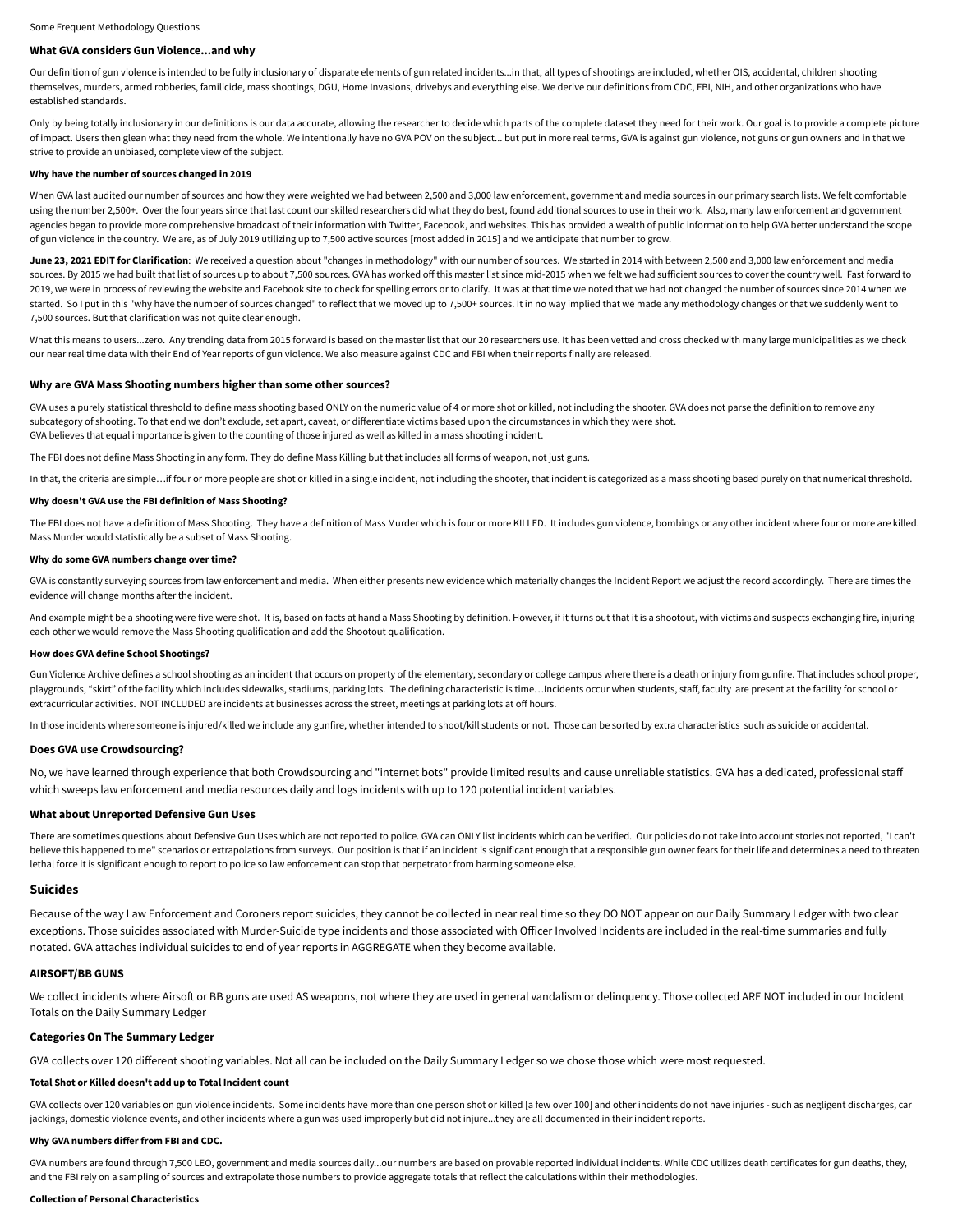Some Frequent Methodology Questions

### What GVA considers Gun Violence...and why

Our definition of gun violence is intended to be fully inclusionary of disparate elements of gun related incidents...in that, all types of shootings are included, whether OIS, accidental, children shooting themselves, murders, armed robberies, familicide, mass shootings, DGU, Home Invasions, drivebys and everything else. We derive our definitions from CDC, FBI, NIH, and other organizations who have established standards.

Only by being totally inclusionary in our definitions is our data accurate, allowing the researcher to decide which parts of the complete dataset they need for their work. Our goal is to provide a complete picture of impact. Users then glean what they need from the whole. We intentionally have no GVA POV on the subject... but put in more real terms, GVA is against gun violence, not guns or gun owners and in that we strive to provide an unbiased, complete view of the subject.

#### Why have the number of sources changed in 2019

When GVA last audited our number of sources and how they were weighted we had between 2,500 and 3,000 law enforcement, government and media sources in our primary search lists. We felt comfortable using the number 2,500+. Over the four years since that last count our skilled researchers did what they do best, found additional sources to use in their work. Also, many law enforcement and government agencies began to provide more comprehensive broadcast of their information with Twitter, Facebook, and websites. This has provided a wealth of public information to help GVA better understand the scope of gun violence in the country. We are, as of July 2019 utilizing up to 7,500 active sources [most added in 2015] and we anticipate that number to grow.

**June 23, 2021 EDIT for Clarification**: We received a question about "changes in methodology" with our number of sources. We started in 2014 with between 2,500 and 3,000 law enforcement and media sources. By 2015 we had built that list of sources up to about 7,500 sources. GVA has worked off this master list since mid-2015 when we felt we had sufficient sources to cover the country well. Fast forward to 2019, we were in process of reviewing the website and Facebook site to check for spelling errors or to clarify. It was at that time we noted that we had not changed the number of sources since 2014 when we started. So I put in this "why have the number of sources changed" to reflect that we moved up to 7,500+ sources. It in no way implied that we made any methodology changes or that we suddenly went to 7,500 sources. But that clarification was not quite clear enough.

What this means to users...zero. Any trending data from 2015 forward is based on the master list that our 20 researchers use. It has been vetted and cross checked with many large municipalities as we check our near real time data with their End of Year reports of gun violence. We also measure against CDC and FBI when their reports finally are released.

### Why are GVA Mass Shooting numbers higher than some other sources?

GVA uses a purely statistical threshold to define mass shooting based ONLY on the numeric value of 4 or more shot or killed, not including the shooter. GVA does not parse the definition to remove any subcategory of shooting. To that end we don't exclude, set apart, caveat, or differentiate victims based upon the circumstances in which they were shot.
GVA believes that equal importance is given to the counting of those injured as well as killed in a mass shooting incident.

The FBI does not define Mass Shooting in any form. They do define Mass Killing but that includes all forms of weapon, not just guns.

In that, the criteria are simple…if four or more people are shot or killed in a single incident, not including the shooter, that incident is categorized as a mass shooting based purely on that numerical threshold.

#### Why doesn't GVA use the FBI definition of Mass Shooting?

The FBI does not have a definition of Mass Shooting. They have a definition of Mass Murder which is four or more KILLED. It includes gun violence, bombings or any other incident where four or more are killed. Mass Murder would statistically be a subset of Mass Shooting.

#### Why do some GVA numbers change over time?

GVA is constantly surveying sources from law enforcement and media. When either presents new evidence which materially changes the Incident Report we adjust the record accordingly. There are times the evidence will change months after the incident.

And example might be a shooting were five were shot. It is, based on facts at hand a Mass Shooting by definition. However, if it turns out that it is a shootout, with victims and suspects exchanging fire, injuring each other we would remove the Mass Shooting qualification and add the Shootout qualification.

#### How does GVA define School Shootings?

Gun Violence Archive defines a school shooting as an incident that occurs on property of the elementary, secondary or college campus where there is a death or injury from gunfire. That includes school proper, playgrounds, "skirt" of the facility which includes sidewalks, stadiums, parking lots. The defining characteristic is time…Incidents occur when students, staff, faculty are present at the facility for school or extracurricular activities. NOT INCLUDED are incidents at businesses across the street, meetings at parking lots at off hours.

In those incidents where someone is injured/killed we include any gunfire, whether intended to shoot/kill students or not. Those can be sorted by extra characteristics such as suicide or accidental.

### Does GVA use Crowdsourcing?

No, we have learned through experience that both Crowdsourcing and "internet bots" provide limited results and cause unreliable statistics. GVA has a dedicated, professional staff which sweeps law enforcement and media resources daily and logs incidents with up to 120 potential incident variables.

### What about Unreported Defensive Gun Uses

There are sometimes questions about Defensive Gun Uses which are not reported to police. GVA can ONLY list incidents which can be verified. Our policies do not take into account stories not reported, "I can't believe this happened to me" scenarios or extrapolations from surveys. Our position is that if an incident is significant enough that a responsible gun owner fears for their life and determines a need to threaten lethal force it is significant enough to report to police so law enforcement can stop that perpetrator from harming someone else.

## Suicides

Because of the way Law Enforcement and Coroners report suicides, they cannot be collected in near real time so they DO NOT appear on our Daily Summary Ledger with two clear exceptions. Those suicides associated with Murder-Suicide type incidents and those associated with Officer Involved Incidents are included in the real-time summaries and fully notated. GVA attaches individual suicides to end of year reports in AGGREGATE when they become available.

### AIRSOFT/BB GUNS

We collect incidents where Airsoft or BB guns are used AS weapons, not where they are used in general vandalism or delinquency. Those collected ARE NOT included in our Incident Totals on the Daily Summary Ledger

### Categories On The Summary Ledger

GVA collects over 120 different shooting variables. Not all can be included on the Daily Summary Ledger so we chose those which were most requested.

#### Total Shot or Killed doesn't add up to Total Incident count

GVA collects over 120 variables on gun violence incidents. Some incidents have more than one person shot or killed [a few over 100] and other incidents do not have injuries - such as negligent discharges, car jackings, domestic violence events, and other incidents where a gun was used improperly but did not injure...they are all documented in their incident reports.

#### Why GVA numbers differ from FBI and CDC.

GVA numbers are found through 7,500 LEO, government and media sources daily...our numbers are based on provable reported individual incidents. While CDC utilizes death certificates for gun deaths, they, and the FBI rely on a sampling of sources and extrapolate those numbers to provide aggregate totals that reflect the calculations within their methodologies.

#### Collection of Personal Characteristics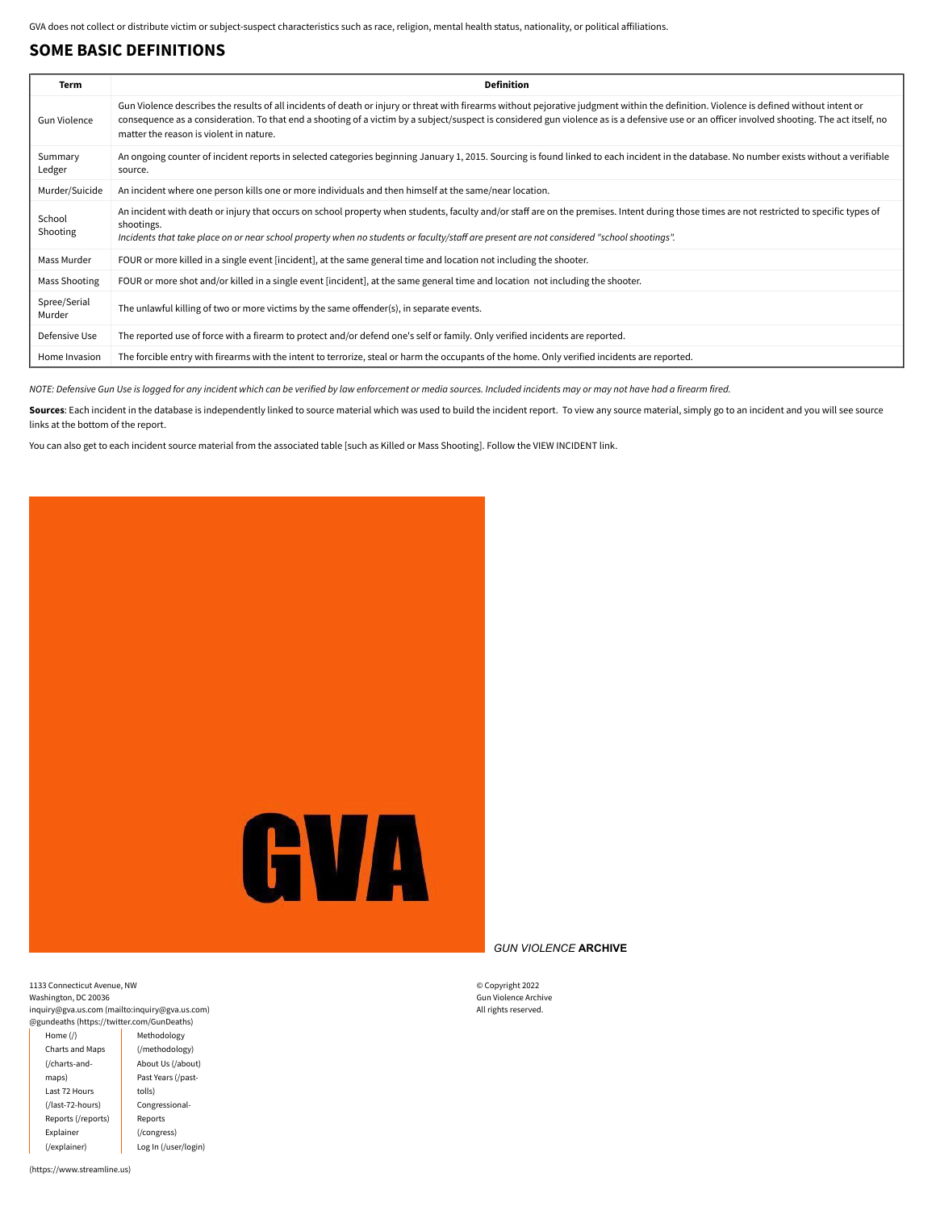GVA does not collect or distribute victim or subject-suspect characteristics such as race, religion, mental health status, nationality, or political affiliations.

## SOME BASIC DEFINITIONS

| Term | Definition |
| --- | --- |
| Gun Violence | Gun Violence describes the results of all incidents of death or injury or threat with firearms without pejorative judgment within the definition. Violence is defined without intent or consequence as a consideration. To that end a shooting of a victim by a subject/suspect is considered gun violence as is a defensive use or an officer involved shooting. The act itself, no matter the reason is violent in nature. |
| Summary Ledger | An ongoing counter of incident reports in selected categories beginning January 1, 2015. Sourcing is found linked to each incident in the database. No number exists without a verifiable source. |
| Murder/Suicide | An incident where one person kills one or more individuals and then himself at the same/near location. |
| School Shooting | An incident with death or injury that occurs on school property when students, faculty and/or staff are on the premises. Intent during those times are not restricted to specific types of shootings. *Incidents that take place on or near school property when no students or faculty/staff are present are not considered "school shootings".* |
| Mass Murder | FOUR or more killed in a single event [incident], at the same general time and location not including the shooter. |
| Mass Shooting | FOUR or more shot and/or killed in a single event [incident], at the same general time and location not including the shooter. |
| Spree/Serial Murder | The unlawful killing of two or more victims by the same offender(s), in separate events. |
| Defensive Use | The reported use of force with a firearm to protect and/or defend one's self or family. Only verified incidents are reported. |
| Home Invasion | The forcible entry with firearms with the intent to terrorize, steal or harm the occupants of the home. Only verified incidents are reported. |

*NOTE: Defensive Gun Use is logged for any incident which can be verified by law enforcement or media sources. Included incidents may or may not have had a firearm fired.*

**Sources**: Each incident in the database is independently linked to source material which was used to build the incident report. To view any source material, simply go to an incident and you will see source links at the bottom of the report.

You can also get to each incident source material from the associated table [such as Killed or Mass Shooting]. Follow the VIEW INCIDENT link.

GVA

*GUN VIOLENCE* **ARCHIVE**

1133 Connecticut Avenue, NW
Washington, DC 20036
inquiry@gva.us.com (mailto:inquiry@gva.us.com)
@gundeaths (https://twitter.com/GunDeaths)

- Home (/)
- Charts and Maps (/charts-and-maps)
- Last 72 Hours (/last-72-hours)
- Reports (/reports)
- Explainer (/explainer)
- Methodology (/methodology)
- About Us (/about)
- Past Years (/past-tolls)
- Congressional-Reports (/congress)
- Log In (/user/login)

© Copyright 2022
Gun Violence Archive
All rights reserved.

(https://www.streamline.us)